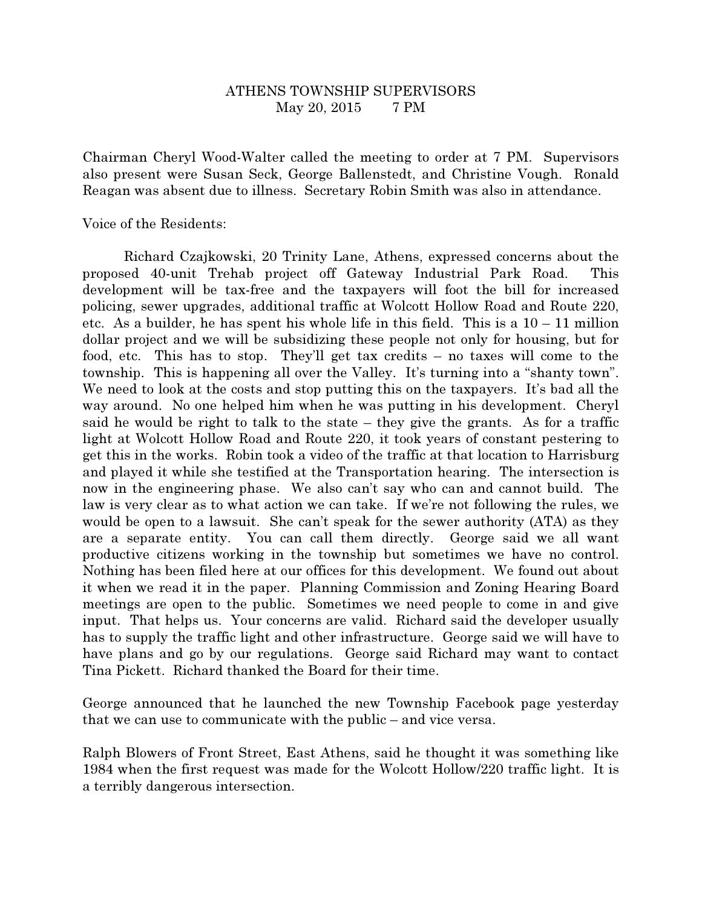# ATHENS TOWNSHIP SUPERVISORS
May 20, 2015 7 PM

Chairman Cheryl Wood-Walter called the meeting to order at 7 PM. Supervisors also present were Susan Seck, George Ballenstedt, and Christine Vough. Ronald Reagan was absent due to illness. Secretary Robin Smith was also in attendance.

Voice of the Residents:

Richard Czajkowski, 20 Trinity Lane, Athens, expressed concerns about the proposed 40-unit Trehab project off Gateway Industrial Park Road. This development will be tax-free and the taxpayers will foot the bill for increased policing, sewer upgrades, additional traffic at Wolcott Hollow Road and Route 220, etc. As a builder, he has spent his whole life in this field. This is a 10 – 11 million dollar project and we will be subsidizing these people not only for housing, but for food, etc. This has to stop. They'll get tax credits – no taxes will come to the township. This is happening all over the Valley. It's turning into a "shanty town". We need to look at the costs and stop putting this on the taxpayers. It's bad all the way around. No one helped him when he was putting in his development. Cheryl said he would be right to talk to the state – they give the grants. As for a traffic light at Wolcott Hollow Road and Route 220, it took years of constant pestering to get this in the works. Robin took a video of the traffic at that location to Harrisburg and played it while she testified at the Transportation hearing. The intersection is now in the engineering phase. We also can't say who can and cannot build. The law is very clear as to what action we can take. If we're not following the rules, we would be open to a lawsuit. She can't speak for the sewer authority (ATA) as they are a separate entity. You can call them directly. George said we all want productive citizens working in the township but sometimes we have no control. Nothing has been filed here at our offices for this development. We found out about it when we read it in the paper. Planning Commission and Zoning Hearing Board meetings are open to the public. Sometimes we need people to come in and give input. That helps us. Your concerns are valid. Richard said the developer usually has to supply the traffic light and other infrastructure. George said we will have to have plans and go by our regulations. George said Richard may want to contact Tina Pickett. Richard thanked the Board for their time.

George announced that he launched the new Township Facebook page yesterday that we can use to communicate with the public – and vice versa.

Ralph Blowers of Front Street, East Athens, said he thought it was something like 1984 when the first request was made for the Wolcott Hollow/220 traffic light. It is a terribly dangerous intersection.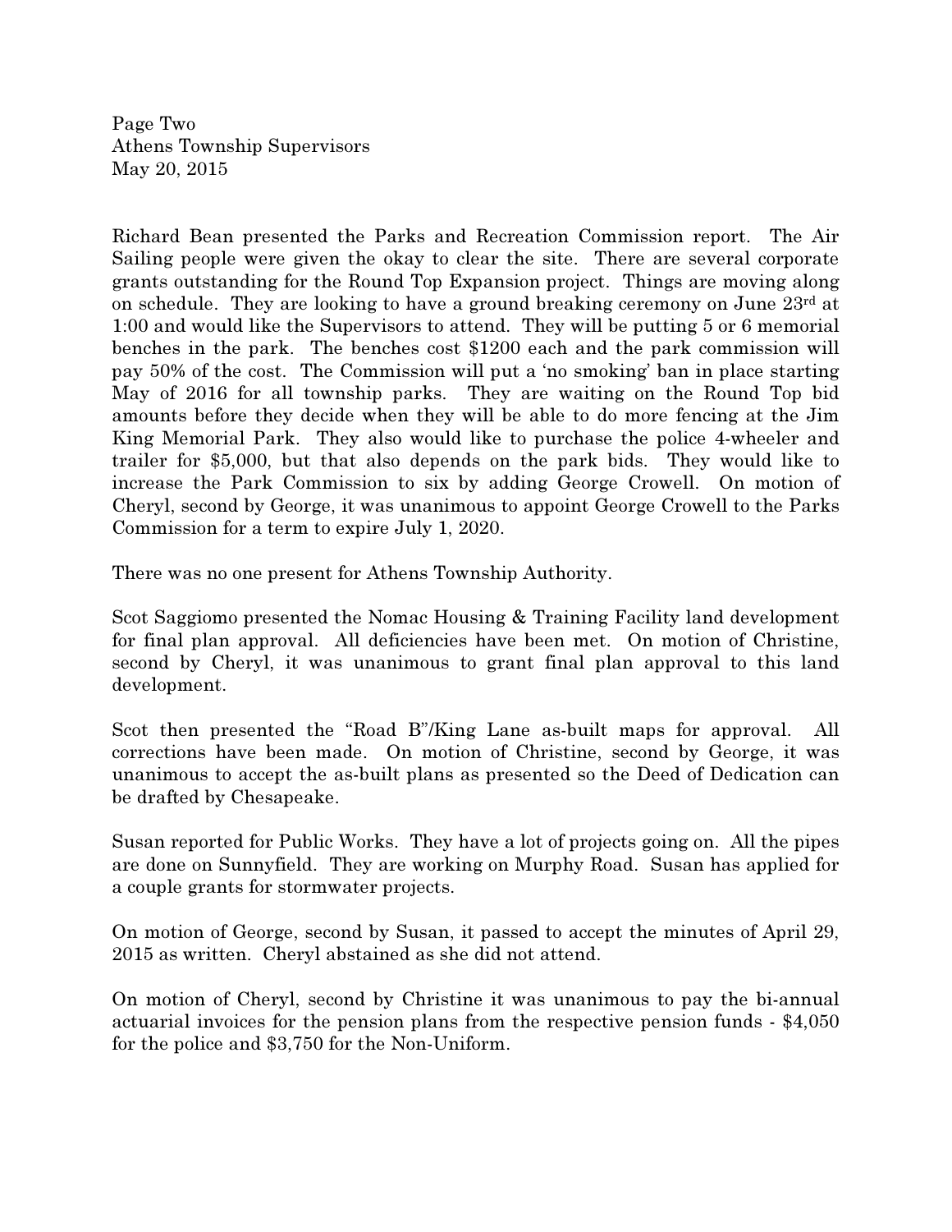Richard Bean presented the Parks and Recreation Commission report. The Air Sailing people were given the okay to clear the site. There are several corporate grants outstanding for the Round Top Expansion project. Things are moving along on schedule. They are looking to have a ground breaking ceremony on June 23rd at 1:00 and would like the Supervisors to attend. They will be putting 5 or 6 memorial benches in the park. The benches cost $1200 each and the park commission will pay 50% of the cost. The Commission will put a 'no smoking' ban in place starting May of 2016 for all township parks. They are waiting on the Round Top bid amounts before they decide when they will be able to do more fencing at the Jim King Memorial Park. They also would like to purchase the police 4-wheeler and trailer for $5,000, but that also depends on the park bids. They would like to increase the Park Commission to six by adding George Crowell. On motion of Cheryl, second by George, it was unanimous to appoint George Crowell to the Parks Commission for a term to expire July 1, 2020.

There was no one present for Athens Township Authority.

Scot Saggiomo presented the Nomac Housing & Training Facility land development for final plan approval. All deficiencies have been met. On motion of Christine, second by Cheryl, it was unanimous to grant final plan approval to this land development.

Scot then presented the "Road B"/King Lane as-built maps for approval. All corrections have been made. On motion of Christine, second by George, it was unanimous to accept the as-built plans as presented so the Deed of Dedication can be drafted by Chesapeake.

Susan reported for Public Works. They have a lot of projects going on. All the pipes are done on Sunnyfield. They are working on Murphy Road. Susan has applied for a couple grants for stormwater projects.

On motion of George, second by Susan, it passed to accept the minutes of April 29, 2015 as written. Cheryl abstained as she did not attend.

On motion of Cheryl, second by Christine it was unanimous to pay the bi-annual actuarial invoices for the pension plans from the respective pension funds - $4,050 for the police and $3,750 for the Non-Uniform.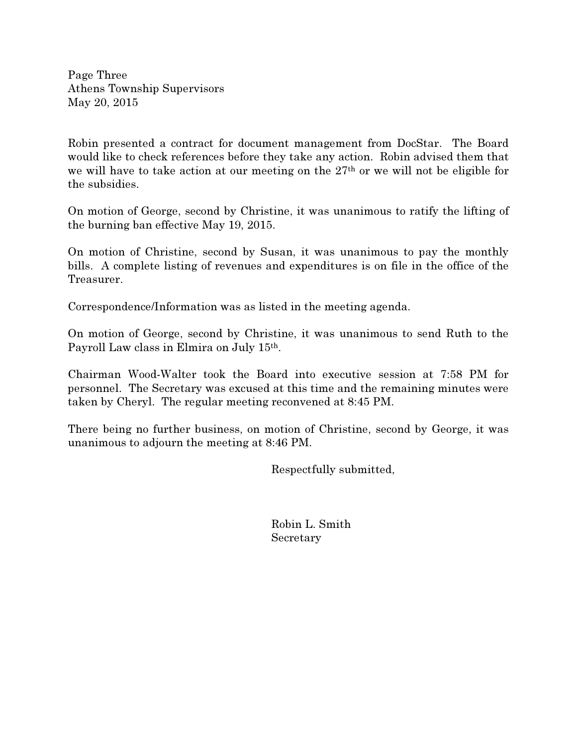Robin presented a contract for document management from DocStar. The Board would like to check references before they take any action. Robin advised them that we will have to take action at our meeting on the 27th or we will not be eligible for the subsidies.

On motion of George, second by Christine, it was unanimous to ratify the lifting of the burning ban effective May 19, 2015.

On motion of Christine, second by Susan, it was unanimous to pay the monthly bills. A complete listing of revenues and expenditures is on file in the office of the Treasurer.

Correspondence/Information was as listed in the meeting agenda.

On motion of George, second by Christine, it was unanimous to send Ruth to the Payroll Law class in Elmira on July 15th.

Chairman Wood-Walter took the Board into executive session at 7:58 PM for personnel. The Secretary was excused at this time and the remaining minutes were taken by Cheryl. The regular meeting reconvened at 8:45 PM.

There being no further business, on motion of Christine, second by George, it was unanimous to adjourn the meeting at 8:46 PM.

Respectfully submitted,

Robin L. Smith
Secretary